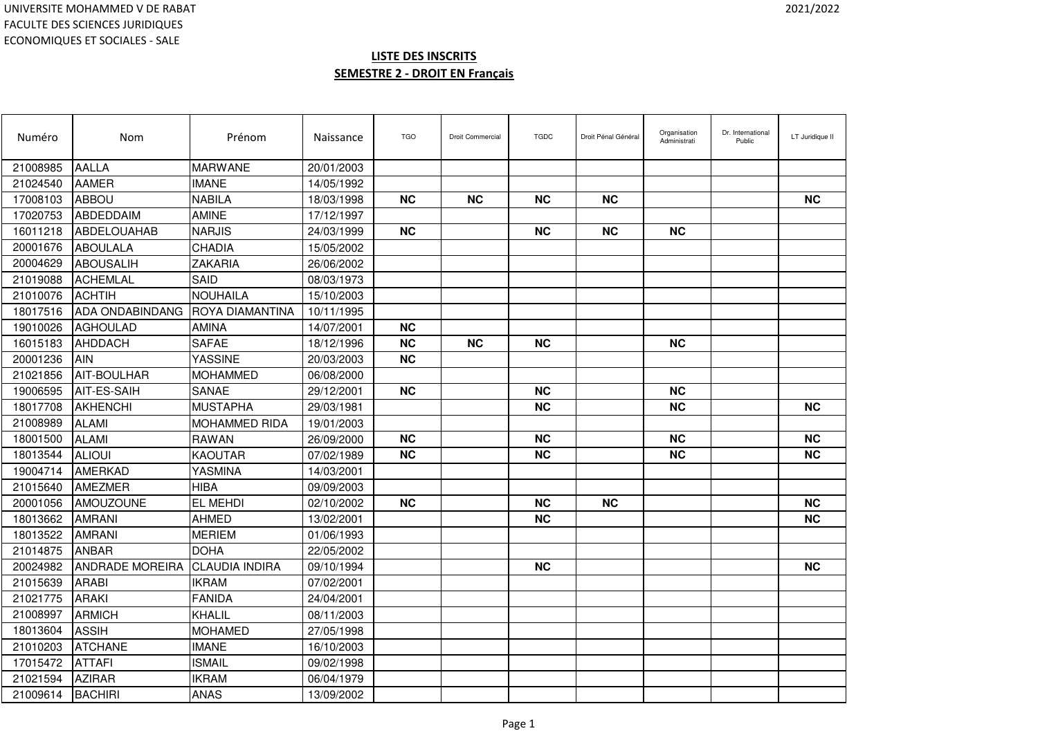UNIVERSITE MOHAMMED V DE RABAT
FACULTE DES SCIENCES JURIDIQUES
ECONOMIQUES ET SOCIALES - SALE

2021/2022

**LISTE DES INSCRITS**

**SEMESTRE 2 - DROIT EN Français**

| Numéro | Nom | Prénom | Naissance | TGO | Droit Commercial | TGDC | Droit Pénal Général | Organisation Administrati | Dr. International Public | LT Juridique II |
|---|---|---|---|---|---|---|---|---|---|---|
| 21008985 | AALLA | MARWANE | 20/01/2003 | | | | | | | |
| 21024540 | AAMER | IMANE | 14/05/1992 | | | | | | | |
| 17008103 | ABBOU | NABILA | 18/03/1998 | **NC** | **NC** | **NC** | **NC** | | | **NC** |
| 17020753 | ABDEDDAIM | AMINE | 17/12/1997 | | | | | | | |
| 16011218 | ABDELOUAHAB | NARJIS | 24/03/1999 | **NC** | | **NC** | **NC** | **NC** | | |
| 20001676 | ABOULALA | CHADIA | 15/05/2002 | | | | | | | |
| 20004629 | ABOUSALIH | ZAKARIA | 26/06/2002 | | | | | | | |
| 21019088 | ACHEMLAL | SAID | 08/03/1973 | | | | | | | |
| 21010076 | ACHTIH | NOUHAILA | 15/10/2003 | | | | | | | |
| 18017516 | ADA ONDABINDANG | ROYA DIAMANTINA | 10/11/1995 | | | | | | | |
| 19010026 | AGHOULAD | AMINA | 14/07/2001 | **NC** | | | | | | |
| 16015183 | AHDDACH | SAFAE | 18/12/1996 | **NC** | **NC** | **NC** | | **NC** | | |
| 20001236 | AIN | YASSINE | 20/03/2003 | **NC** | | | | | | |
| 21021856 | AIT-BOULHAR | MOHAMMED | 06/08/2000 | | | | | | | |
| 19006595 | AIT-ES-SAIH | SANAE | 29/12/2001 | **NC** | | **NC** | | **NC** | | |
| 18017708 | AKHENCHI | MUSTAPHA | 29/03/1981 | | | **NC** | | **NC** | | **NC** |
| 21008989 | ALAMI | MOHAMMED RIDA | 19/01/2003 | | | | | | | |
| 18001500 | ALAMI | RAWAN | 26/09/2000 | **NC** | | **NC** | | **NC** | | **NC** |
| 18013544 | ALIOUI | KAOUTAR | 07/02/1989 | **NC** | | **NC** | | **NC** | | **NC** |
| 19004714 | AMERKAD | YASMINA | 14/03/2001 | | | | | | | |
| 21015640 | AMEZMER | HIBA | 09/09/2003 | | | | | | | |
| 20001056 | AMOUZOUNE | EL MEHDI | 02/10/2002 | **NC** | | **NC** | **NC** | | | **NC** |
| 18013662 | AMRANI | AHMED | 13/02/2001 | | | **NC** | | | | **NC** |
| 18013522 | AMRANI | MERIEM | 01/06/1993 | | | | | | | |
| 21014875 | ANBAR | DOHA | 22/05/2002 | | | | | | | |
| 20024982 | ANDRADE MOREIRA | CLAUDIA INDIRA | 09/10/1994 | | | **NC** | | | | **NC** |
| 21015639 | ARABI | IKRAM | 07/02/2001 | | | | | | | |
| 21021775 | ARAKI | FANIDA | 24/04/2001 | | | | | | | |
| 21008997 | ARMICH | KHALIL | 08/11/2003 | | | | | | | |
| 18013604 | ASSIH | MOHAMED | 27/05/1998 | | | | | | | |
| 21010203 | ATCHANE | IMANE | 16/10/2003 | | | | | | | |
| 17015472 | ATTAFI | ISMAIL | 09/02/1998 | | | | | | | |
| 21021594 | AZIRAR | IKRAM | 06/04/1979 | | | | | | | |
| 21009614 | BACHIRI | ANAS | 13/09/2002 | | | | | | | |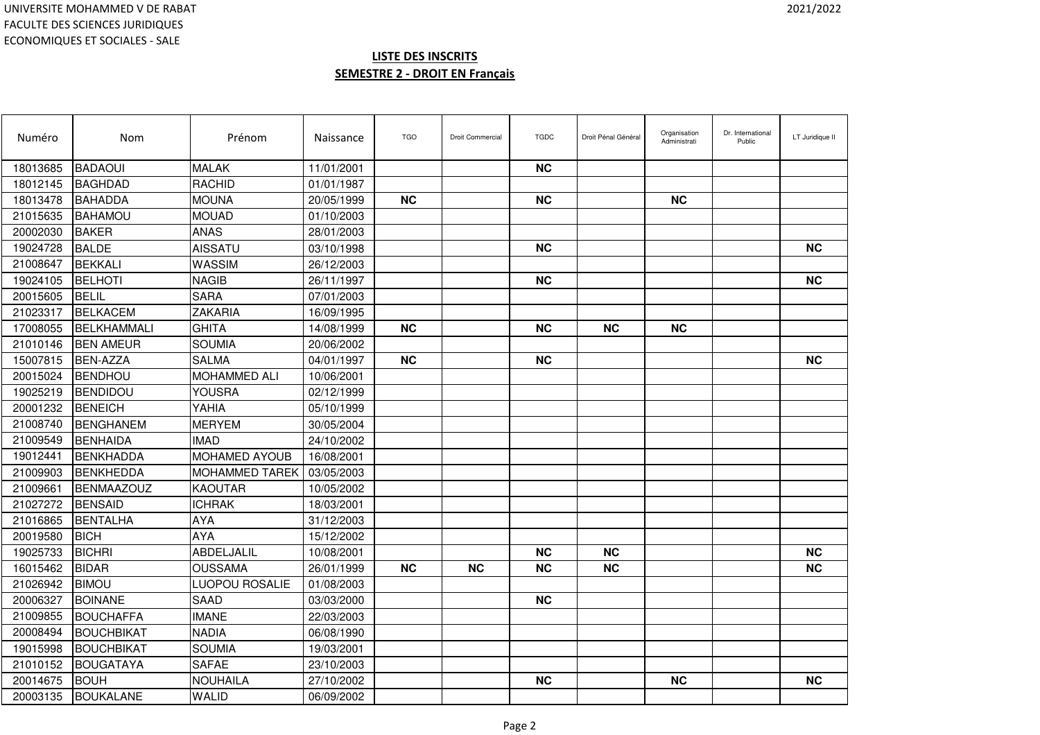UNIVERSITE MOHAMMED V DE RABAT
FACULTE DES SCIENCES JURIDIQUES
ECONOMIQUES ET SOCIALES - SALE

2021/2022

## LISTE DES INSCRITS
## SEMESTRE 2 - DROIT EN Français

| Numéro | Nom | Prénom | Naissance | TGO | Droit Commercial | TGDC | Droit Pénal Général | Organisation Administrati | Dr. International Public | LT Juridique II |
|---|---|---|---|---|---|---|---|---|---|---|
| 18013685 | BADAOUI | MALAK | 11/01/2001 | | | **NC** | | | | |
| 18012145 | BAGHDAD | RACHID | 01/01/1987 | | | | | | | |
| 18013478 | BAHADDA | MOUNA | 20/05/1999 | **NC** | | **NC** | | **NC** | | |
| 21015635 | BAHAMOU | MOUAD | 01/10/2003 | | | | | | | |
| 20002030 | BAKER | ANAS | 28/01/2003 | | | | | | | |
| 19024728 | BALDE | AISSATU | 03/10/1998 | | | **NC** | | | | **NC** |
| 21008647 | BEKKALI | WASSIM | 26/12/2003 | | | | | | | |
| 19024105 | BELHOTI | NAGIB | 26/11/1997 | | | **NC** | | | | **NC** |
| 20015605 | BELIL | SARA | 07/01/2003 | | | | | | | |
| 21023317 | BELKACEM | ZAKARIA | 16/09/1995 | | | | | | | |
| 17008055 | BELKHAMMALI | GHITA | 14/08/1999 | **NC** | | **NC** | **NC** | **NC** | | |
| 21010146 | BEN AMEUR | SOUMIA | 20/06/2002 | | | | | | | |
| 15007815 | BEN-AZZA | SALMA | 04/01/1997 | **NC** | | **NC** | | | | **NC** |
| 20015024 | BENDHOU | MOHAMMED ALI | 10/06/2001 | | | | | | | |
| 19025219 | BENDIDOU | YOUSRA | 02/12/1999 | | | | | | | |
| 20001232 | BENEICH | YAHIA | 05/10/1999 | | | | | | | |
| 21008740 | BENGHANEM | MERYEM | 30/05/2004 | | | | | | | |
| 21009549 | BENHAIDA | IMAD | 24/10/2002 | | | | | | | |
| 19012441 | BENKHADDA | MOHAMED AYOUB | 16/08/2001 | | | | | | | |
| 21009903 | BENKHEDDA | MOHAMMED TAREK | 03/05/2003 | | | | | | | |
| 21009661 | BENMAAZOUZ | KAOUTAR | 10/05/2002 | | | | | | | |
| 21027272 | BENSAID | ICHRAK | 18/03/2001 | | | | | | | |
| 21016865 | BENTALHA | AYA | 31/12/2003 | | | | | | | |
| 20019580 | BICH | AYA | 15/12/2002 | | | | | | | |
| 19025733 | BICHRI | ABDELJALIL | 10/08/2001 | | | **NC** | **NC** | | | **NC** |
| 16015462 | BIDAR | OUSSAMA | 26/01/1999 | **NC** | **NC** | **NC** | **NC** | | | **NC** |
| 21026942 | BIMOU | LUOPOU ROSALIE | 01/08/2003 | | | | | | | |
| 20006327 | BOINANE | SAAD | 03/03/2000 | | | **NC** | | | | |
| 21009855 | BOUCHAFFA | IMANE | 22/03/2003 | | | | | | | |
| 20008494 | BOUCHBIKAT | NADIA | 06/08/1990 | | | | | | | |
| 19015998 | BOUCHBIKAT | SOUMIA | 19/03/2001 | | | | | | | |
| 21010152 | BOUGATAYA | SAFAE | 23/10/2003 | | | | | | | |
| 20014675 | BOUH | NOUHAILA | 27/10/2002 | | | **NC** | | **NC** | | **NC** |
| 20003135 | BOUKALANE | WALID | 06/09/2002 | | | | | | | |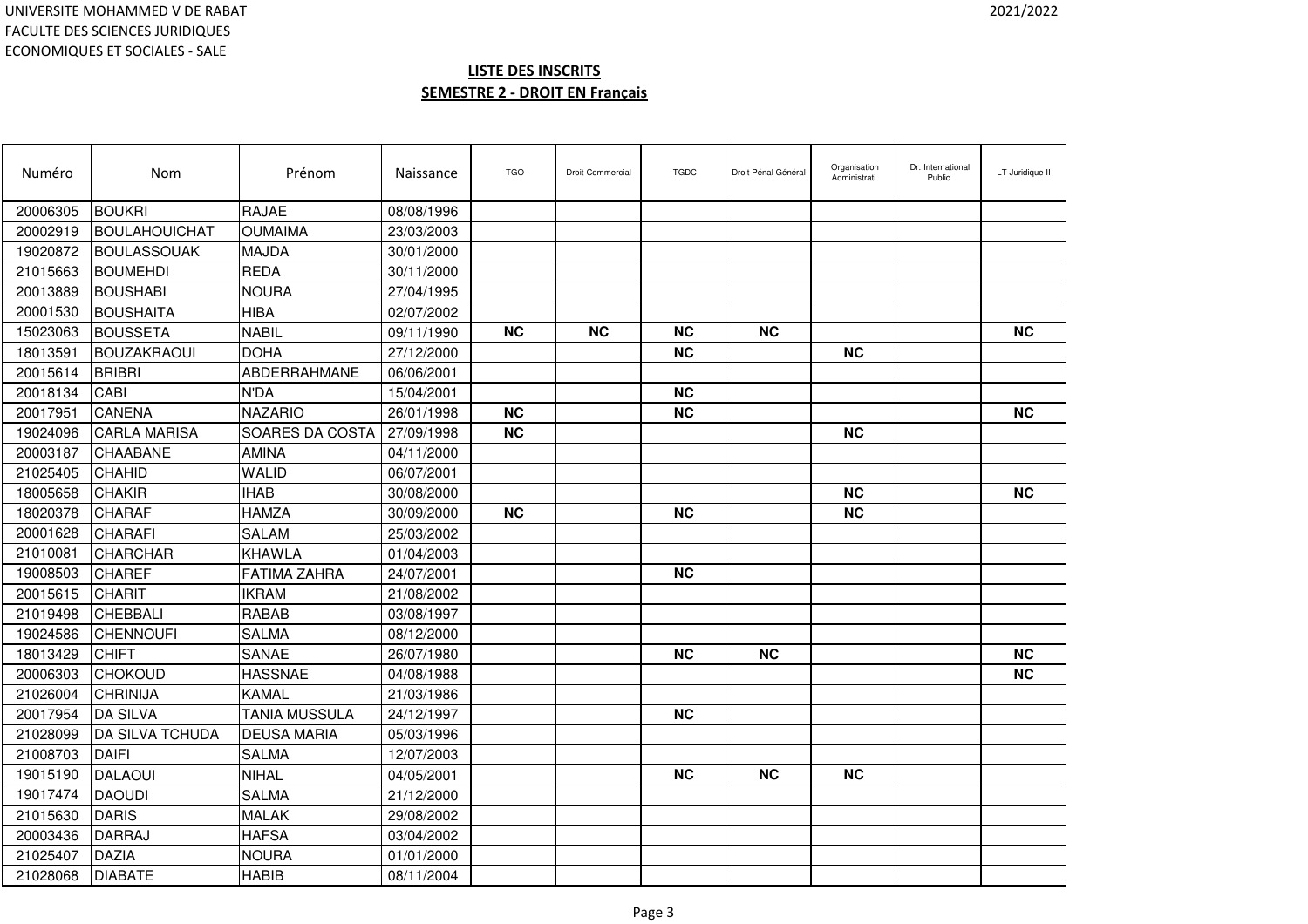UNIVERSITE MOHAMMED V DE RABAT
FACULTE DES SCIENCES JURIDIQUES
ECONOMIQUES ET SOCIALES - SALE

2021/2022

**LISTE DES INSCRITS**

**SEMESTRE 2 - DROIT EN Français**

| Numéro | Nom | Prénom | Naissance | TGO | Droit Commercial | TGDC | Droit Pénal Général | Organisation Administrati | Dr. International Public | LT Juridique II |
|---|---|---|---|---|---|---|---|---|---|---|
| 20006305 | BOUKRI | RAJAE | 08/08/1996 | | | | | | | |
| 20002919 | BOULAHOUICHAT | OUMAIMA | 23/03/2003 | | | | | | | |
| 19020872 | BOULASSOUAK | MAJDA | 30/01/2000 | | | | | | | |
| 21015663 | BOUMEHDI | REDA | 30/11/2000 | | | | | | | |
| 20013889 | BOUSHABI | NOURA | 27/04/1995 | | | | | | | |
| 20001530 | BOUSHAITA | HIBA | 02/07/2002 | | | | | | | |
| 15023063 | BOUSSETA | NABIL | 09/11/1990 | **NC** | **NC** | **NC** | **NC** | | | **NC** |
| 18013591 | BOUZAKRAOUI | DOHA | 27/12/2000 | | | **NC** | | **NC** | | |
| 20015614 | BRIBRI | ABDERRAHMANE | 06/06/2001 | | | | | | | |
| 20018134 | CABI | N'DA | 15/04/2001 | | | **NC** | | | | |
| 20017951 | CANENA | NAZARIO | 26/01/1998 | **NC** | | **NC** | | | | **NC** |
| 19024096 | CARLA MARISA | SOARES DA COSTA | 27/09/1998 | **NC** | | | | **NC** | | |
| 20003187 | CHAABANE | AMINA | 04/11/2000 | | | | | | | |
| 21025405 | CHAHID | WALID | 06/07/2001 | | | | | | | |
| 18005658 | CHAKIR | IHAB | 30/08/2000 | | | | | **NC** | | **NC** |
| 18020378 | CHARAF | HAMZA | 30/09/2000 | **NC** | | **NC** | | **NC** | | |
| 20001628 | CHARAFI | SALAM | 25/03/2002 | | | | | | | |
| 21010081 | CHARCHAR | KHAWLA | 01/04/2003 | | | | | | | |
| 19008503 | CHAREF | FATIMA ZAHRA | 24/07/2001 | | | **NC** | | | | |
| 20015615 | CHARIT | IKRAM | 21/08/2002 | | | | | | | |
| 21019498 | CHEBBALI | RABAB | 03/08/1997 | | | | | | | |
| 19024586 | CHENNOUFI | SALMA | 08/12/2000 | | | | | | | |
| 18013429 | CHIFT | SANAE | 26/07/1980 | | | **NC** | **NC** | | | **NC** |
| 20006303 | CHOKOUD | HASSNAE | 04/08/1988 | | | | | | | **NC** |
| 21026004 | CHRINIJA | KAMAL | 21/03/1986 | | | | | | | |
| 20017954 | DA SILVA | TANIA MUSSULA | 24/12/1997 | | | **NC** | | | | |
| 21028099 | DA SILVA TCHUDA | DEUSA MARIA | 05/03/1996 | | | | | | | |
| 21008703 | DAIFI | SALMA | 12/07/2003 | | | | | | | |
| 19015190 | DALAOUI | NIHAL | 04/05/2001 | | | **NC** | **NC** | **NC** | | |
| 19017474 | DAOUDI | SALMA | 21/12/2000 | | | | | | | |
| 21015630 | DARIS | MALAK | 29/08/2002 | | | | | | | |
| 20003436 | DARRAJ | HAFSA | 03/04/2002 | | | | | | | |
| 21025407 | DAZIA | NOURA | 01/01/2000 | | | | | | | |
| 21028068 | DIABATE | HABIB | 08/11/2004 | | | | | | | |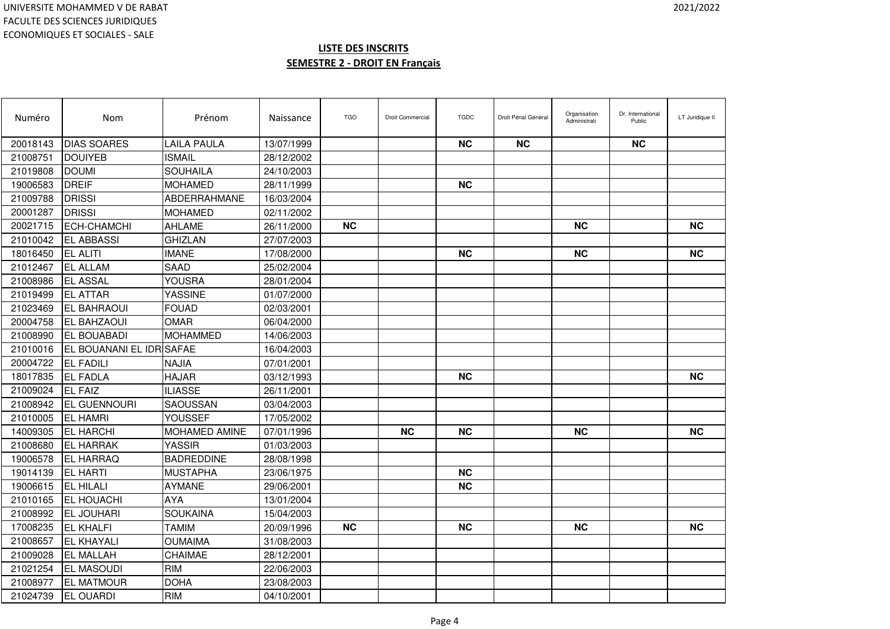UNIVERSITE MOHAMMED V DE RABAT
FACULTE DES SCIENCES JURIDIQUES
ECONOMIQUES ET SOCIALES - SALE

2021/2022

**LISTE DES INSCRITS**

**SEMESTRE 2 - DROIT EN Français**

| Numéro | Nom | Prénom | Naissance | TGO | Droit Commercial | TGDC | Droit Pénal Général | Organisation Administrati | Dr. International Public | LT Juridique II |
|---|---|---|---|---|---|---|---|---|---|---|
| 20018143 | DIAS SOARES | LAILA PAULA | 13/07/1999 | | | NC | NC | | NC | |
| 21008751 | DOUIYEB | ISMAIL | 28/12/2002 | | | | | | | |
| 21019808 | DOUMI | SOUHAILA | 24/10/2003 | | | | | | | |
| 19006583 | DREIF | MOHAMED | 28/11/1999 | | | NC | | | | |
| 21009788 | DRISSI | ABDERRAHMANE | 16/03/2004 | | | | | | | |
| 20001287 | DRISSI | MOHAMED | 02/11/2002 | | | | | | | |
| 20021715 | ECH-CHAMCHI | AHLAME | 26/11/2000 | NC | | | | NC | | NC |
| 21010042 | EL ABBASSI | GHIZLAN | 27/07/2003 | | | | | | | |
| 18016450 | EL ALITI | IMANE | 17/08/2000 | | | NC | | NC | | NC |
| 21012467 | EL ALLAM | SAAD | 25/02/2004 | | | | | | | |
| 21008986 | EL ASSAL | YOUSRA | 28/01/2004 | | | | | | | |
| 21019499 | EL ATTAR | YASSINE | 01/07/2000 | | | | | | | |
| 21023469 | EL BAHRAOUI | FOUAD | 02/03/2001 | | | | | | | |
| 20004758 | EL BAHZAOUI | OMAR | 06/04/2000 | | | | | | | |
| 21008990 | EL BOUABADI | MOHAMMED | 14/06/2003 | | | | | | | |
| 21010016 | EL BOUANANI EL IDR | SAFAE | 16/04/2003 | | | | | | | |
| 20004722 | EL FADILI | NAJIA | 07/01/2001 | | | | | | | |
| 18017835 | EL FADLA | HAJAR | 03/12/1993 | | | NC | | | | NC |
| 21009024 | EL FAIZ | ILIASSE | 26/11/2001 | | | | | | | |
| 21008942 | EL GUENNOURI | SAOUSSAN | 03/04/2003 | | | | | | | |
| 21010005 | EL HAMRI | YOUSSEF | 17/05/2002 | | | | | | | |
| 14009305 | EL HARCHI | MOHAMED AMINE | 07/01/1996 | | NC | NC | | NC | | NC |
| 21008680 | EL HARRAK | YASSIR | 01/03/2003 | | | | | | | |
| 19006578 | EL HARRAQ | BADREDDINE | 28/08/1998 | | | | | | | |
| 19014139 | EL HARTI | MUSTAPHA | 23/06/1975 | | | NC | | | | |
| 19006615 | EL HILALI | AYMANE | 29/06/2001 | | | NC | | | | |
| 21010165 | EL HOUACHI | AYA | 13/01/2004 | | | | | | | |
| 21008992 | EL JOUHARI | SOUKAINA | 15/04/2003 | | | | | | | |
| 17008235 | EL KHALFI | TAMIM | 20/09/1996 | NC | | NC | | NC | | NC |
| 21008657 | EL KHAYALI | OUMAIMA | 31/08/2003 | | | | | | | |
| 21009028 | EL MALLAH | CHAIMAE | 28/12/2001 | | | | | | | |
| 21021254 | EL MASOUDI | RIM | 22/06/2003 | | | | | | | |
| 21008977 | EL MATMOUR | DOHA | 23/08/2003 | | | | | | | |
| 21024739 | EL OUARDI | RIM | 04/10/2001 | | | | | | | |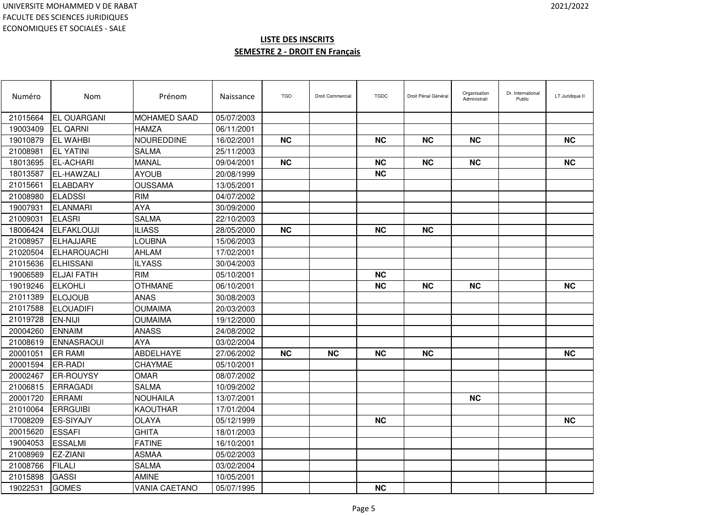UNIVERSITE MOHAMMED V DE RABAT
FACULTE DES SCIENCES JURIDIQUES
ECONOMIQUES ET SOCIALES - SALE

2021/2022

## LISTE DES INSCRITS

## SEMESTRE 2 - DROIT EN Français

| Numéro | Nom | Prénom | Naissance | TGO | Droit Commercial | TGDC | Droit Pénal Général | Organisation Administrati | Dr. International Public | LT Juridique II |
|---|---|---|---|---|---|---|---|---|---|---|
| 21015664 | EL OUARGANI | MOHAMED SAAD | 05/07/2003 | | | | | | | |
| 19003409 | EL QARNI | HAMZA | 06/11/2001 | | | | | | | |
| 19010879 | EL WAHBI | NOUREDDINE | 16/02/2001 | **NC** | | **NC** | **NC** | **NC** | | **NC** |
| 21008981 | EL YATINI | SALMA | 25/11/2003 | | | | | | | |
| 18013695 | EL-ACHARI | MANAL | 09/04/2001 | **NC** | | **NC** | **NC** | **NC** | | **NC** |
| 18013587 | EL-HAWZALI | AYOUB | 20/08/1999 | | | **NC** | | | | |
| 21015661 | ELABDARY | OUSSAMA | 13/05/2001 | | | | | | | |
| 21008980 | ELADSSI | RIM | 04/07/2002 | | | | | | | |
| 19007931 | ELANMARI | AYA | 30/09/2000 | | | | | | | |
| 21009031 | ELASRI | SALMA | 22/10/2003 | | | | | | | |
| 18006424 | ELFAKLOUJI | ILIASS | 28/05/2000 | **NC** | | **NC** | **NC** | | | |
| 21008957 | ELHAJJARE | LOUBNA | 15/06/2003 | | | | | | | |
| 21020504 | ELHAROUACHI | AHLAM | 17/02/2001 | | | | | | | |
| 21015636 | ELHISSANI | ILYASS | 30/04/2003 | | | | | | | |
| 19006589 | ELJAI FATIH | RIM | 05/10/2001 | | | **NC** | | | | |
| 19019246 | ELKOHLI | OTHMANE | 06/10/2001 | | | **NC** | **NC** | **NC** | | **NC** |
| 21011389 | ELOJOUB | ANAS | 30/08/2003 | | | | | | | |
| 21017588 | ELOUADIFI | OUMAIMA | 20/03/2003 | | | | | | | |
| 21019728 | EN-NIJI | OUMAIMA | 19/12/2000 | | | | | | | |
| 20004260 | ENNAIM | ANASS | 24/08/2002 | | | | | | | |
| 21008619 | ENNASRAOUI | AYA | 03/02/2004 | | | | | | | |
| 20001051 | ER RAMI | ABDELHAYE | 27/06/2002 | **NC** | **NC** | **NC** | **NC** | | | **NC** |
| 20001594 | ER-RADI | CHAYMAE | 05/10/2001 | | | | | | | |
| 20002467 | ER-ROUYSY | OMAR | 08/07/2002 | | | | | | | |
| 21006815 | ERRAGADI | SALMA | 10/09/2002 | | | | | | | |
| 20001720 | ERRAMI | NOUHAILA | 13/07/2001 | | | | | **NC** | | |
| 21010064 | ERRGUIBI | KAOUTHAR | 17/01/2004 | | | | | | | |
| 17008209 | ES-SIYAJY | OLAYA | 05/12/1999 | | | **NC** | | | | **NC** |
| 20015620 | ESSAFI | GHITA | 18/01/2003 | | | | | | | |
| 19004053 | ESSALMI | FATINE | 16/10/2001 | | | | | | | |
| 21008969 | EZ-ZIANI | ASMAA | 05/02/2003 | | | | | | | |
| 21008766 | FILALI | SALMA | 03/02/2004 | | | | | | | |
| 21015898 | GASSI | AMINE | 10/05/2001 | | | | | | | |
| 19022531 | GOMES | VANIA CAETANO | 05/07/1995 | | | **NC** | | | | |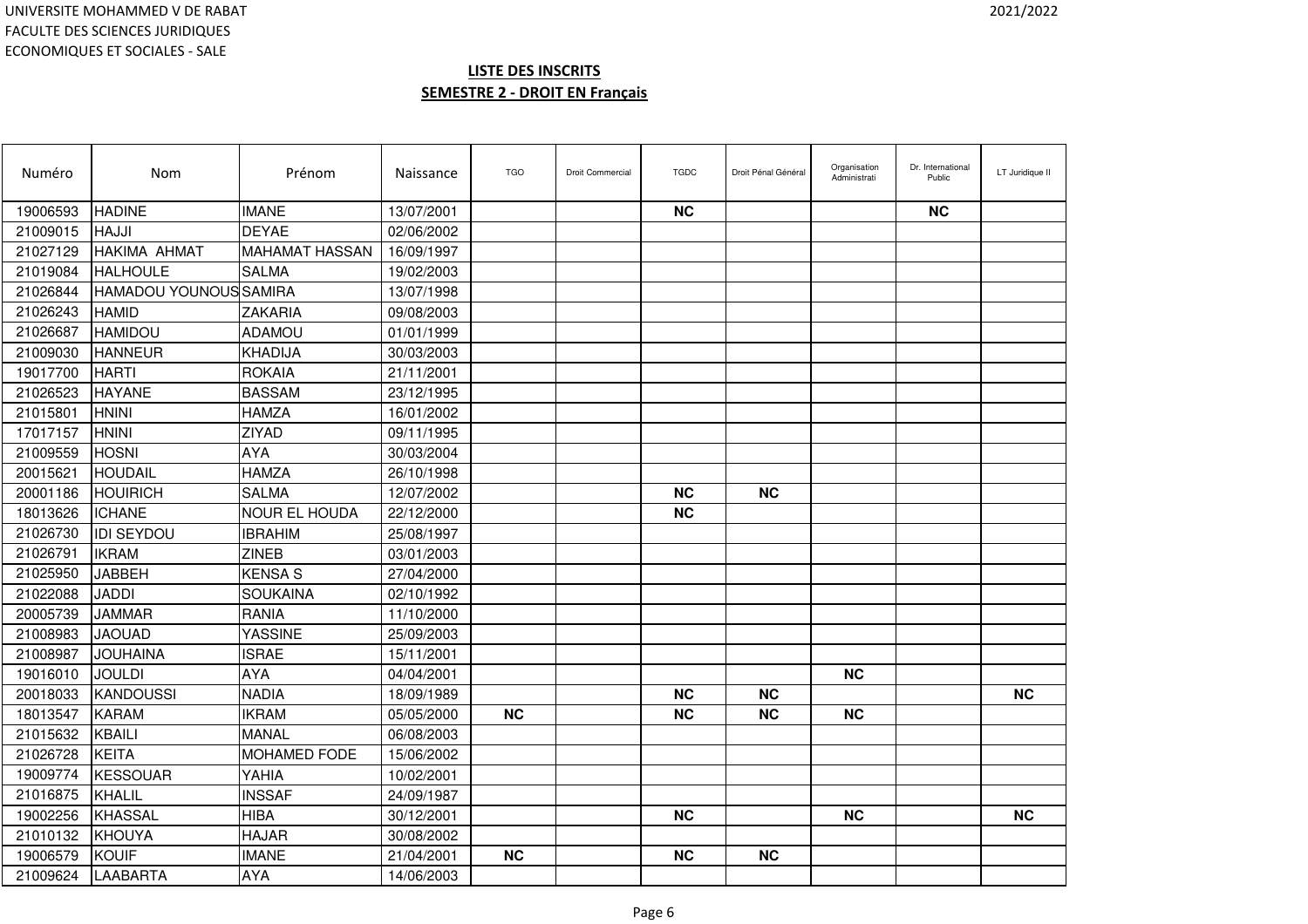UNIVERSITE MOHAMMED V DE RABAT
FACULTE DES SCIENCES JURIDIQUES
ECONOMIQUES ET SOCIALES - SALE

2021/2022

**LISTE DES INSCRITS**
**SEMESTRE 2 - DROIT EN Français**

| Numéro | Nom | Prénom | Naissance | TGO | Droit Commercial | TGDC | Droit Pénal Général | Organisation Administrati | Dr. International Public | LT Juridique II |
|---|---|---|---|---|---|---|---|---|---|---|
| 19006593 | HADINE | IMANE | 13/07/2001 | | | NC | | | NC | |
| 21009015 | HAJJI | DEYAE | 02/06/2002 | | | | | | | |
| 21027129 | HAKIMA AHMAT | MAHAMAT HASSAN | 16/09/1997 | | | | | | | |
| 21019084 | HALHOULE | SALMA | 19/02/2003 | | | | | | | |
| 21026844 | HAMADOU YOUNOUS | SAMIRA | 13/07/1998 | | | | | | | |
| 21026243 | HAMID | ZAKARIA | 09/08/2003 | | | | | | | |
| 21026687 | HAMIDOU | ADAMOU | 01/01/1999 | | | | | | | |
| 21009030 | HANNEUR | KHADIJA | 30/03/2003 | | | | | | | |
| 19017700 | HARTI | ROKAIA | 21/11/2001 | | | | | | | |
| 21026523 | HAYANE | BASSAM | 23/12/1995 | | | | | | | |
| 21015801 | HNINI | HAMZA | 16/01/2002 | | | | | | | |
| 17017157 | HNINI | ZIYAD | 09/11/1995 | | | | | | | |
| 21009559 | HOSNI | AYA | 30/03/2004 | | | | | | | |
| 20015621 | HOUDAIL | HAMZA | 26/10/1998 | | | | | | | |
| 20001186 | HOUIRICH | SALMA | 12/07/2002 | | | NC | NC | | | |
| 18013626 | ICHANE | NOUR EL HOUDA | 22/12/2000 | | | NC | | | | |
| 21026730 | IDI SEYDOU | IBRAHIM | 25/08/1997 | | | | | | | |
| 21026791 | IKRAM | ZINEB | 03/01/2003 | | | | | | | |
| 21025950 | JABBEH | KENSA S | 27/04/2000 | | | | | | | |
| 21022088 | JADDI | SOUKAINA | 02/10/1992 | | | | | | | |
| 20005739 | JAMMAR | RANIA | 11/10/2000 | | | | | | | |
| 21008983 | JAOUAD | YASSINE | 25/09/2003 | | | | | | | |
| 21008987 | JOUHAINA | ISRAE | 15/11/2001 | | | | | | | |
| 19016010 | JOULDI | AYA | 04/04/2001 | | | | | NC | | |
| 20018033 | KANDOUSSI | NADIA | 18/09/1989 | | | NC | NC | | | NC |
| 18013547 | KARAM | IKRAM | 05/05/2000 | NC | | NC | NC | NC | | |
| 21015632 | KBAILI | MANAL | 06/08/2003 | | | | | | | |
| 21026728 | KEITA | MOHAMED FODE | 15/06/2002 | | | | | | | |
| 19009774 | KESSOUAR | YAHIA | 10/02/2001 | | | | | | | |
| 21016875 | KHALIL | INSSAF | 24/09/1987 | | | | | | | |
| 19002256 | KHASSAL | HIBA | 30/12/2001 | | | NC | | NC | | NC |
| 21010132 | KHOUYA | HAJAR | 30/08/2002 | | | | | | | |
| 19006579 | KOUIF | IMANE | 21/04/2001 | NC | | NC | NC | | | |
| 21009624 | LAABARTA | AYA | 14/06/2003 | | | | | | | |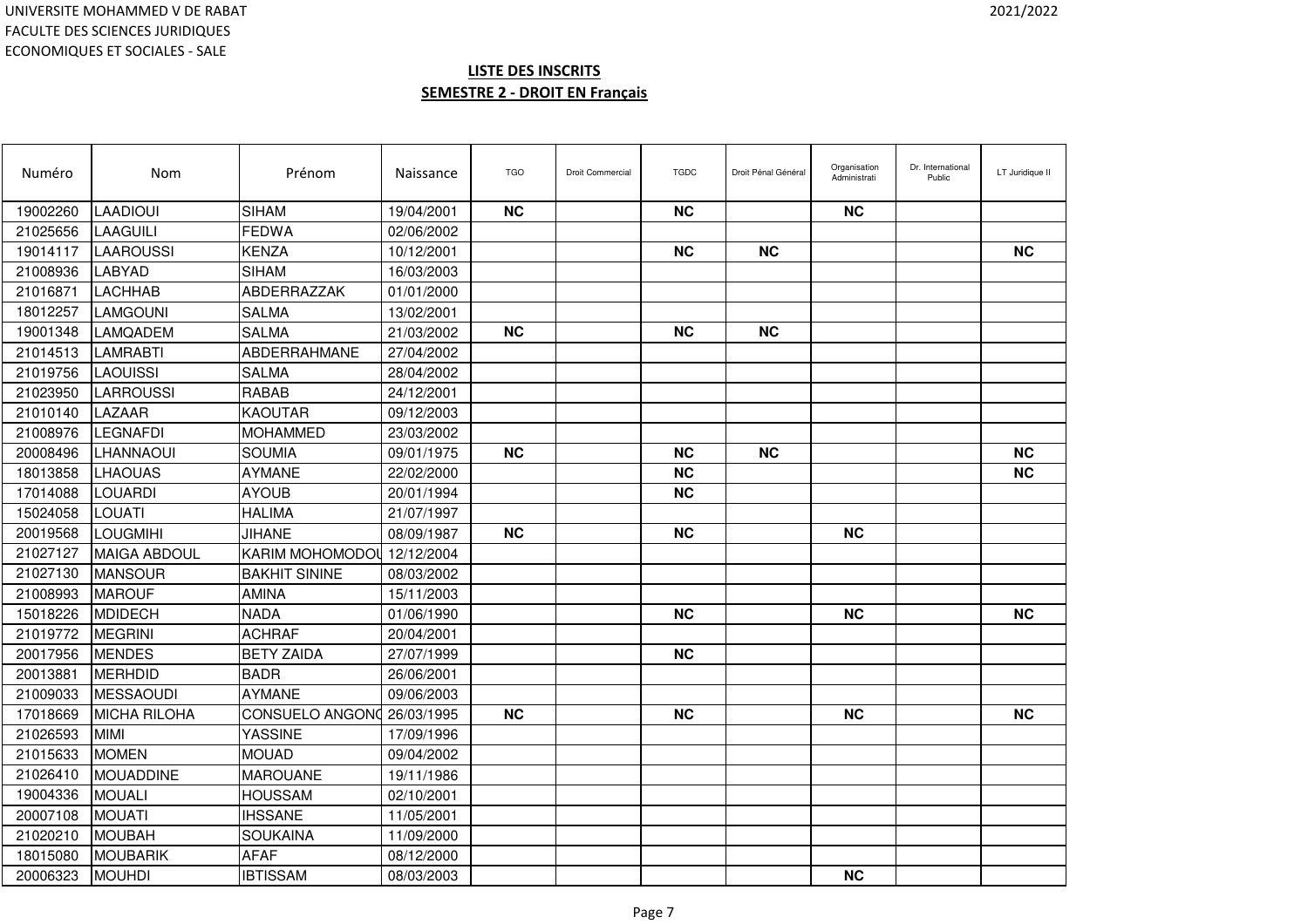UNIVERSITE MOHAMMED V DE RABAT
FACULTE DES SCIENCES JURIDIQUES
ECONOMIQUES ET SOCIALES - SALE

2021/2022

## LISTE DES INSCRITS
## SEMESTRE 2 - DROIT EN Français

| Numéro | Nom | Prénom | Naissance | TGO | Droit Commercial | TGDC | Droit Pénal Général | Organisation Administrati | Dr. International Public | LT Juridique II |
|---|---|---|---|---|---|---|---|---|---|---|
| 19002260 | LAADIOUI | SIHAM | 19/04/2001 | **NC** | | **NC** | | **NC** | | |
| 21025656 | LAAGUILI | FEDWA | 02/06/2002 | | | | | | | |
| 19014117 | LAAROUSSI | KENZA | 10/12/2001 | | | **NC** | **NC** | | | **NC** |
| 21008936 | LABYAD | SIHAM | 16/03/2003 | | | | | | | |
| 21016871 | LACHHAB | ABDERRAZZAK | 01/01/2000 | | | | | | | |
| 18012257 | LAMGOUNI | SALMA | 13/02/2001 | | | | | | | |
| 19001348 | LAMQADEM | SALMA | 21/03/2002 | **NC** | | **NC** | **NC** | | | |
| 21014513 | LAMRABTI | ABDERRAHMANE | 27/04/2002 | | | | | | | |
| 21019756 | LAOUISSI | SALMA | 28/04/2002 | | | | | | | |
| 21023950 | LARROUSSI | RABAB | 24/12/2001 | | | | | | | |
| 21010140 | LAZAAR | KAOUTAR | 09/12/2003 | | | | | | | |
| 21008976 | LEGNAFDI | MOHAMMED | 23/03/2002 | | | | | | | |
| 20008496 | LHANNAOUI | SOUMIA | 09/01/1975 | **NC** | | **NC** | **NC** | | | **NC** |
| 18013858 | LHAOUAS | AYMANE | 22/02/2000 | | | **NC** | | | | **NC** |
| 17014088 | LOUARDI | AYOUB | 20/01/1994 | | | **NC** | | | | |
| 15024058 | LOUATI | HALIMA | 21/07/1997 | | | | | | | |
| 20019568 | LOUGMIHI | JIHANE | 08/09/1987 | **NC** | | **NC** | | **NC** | | |
| 21027127 | MAIGA ABDOUL | KARIM MOHOMODOU | 12/12/2004 | | | | | | | |
| 21027130 | MANSOUR | BAKHIT SININE | 08/03/2002 | | | | | | | |
| 21008993 | MAROUF | AMINA | 15/11/2003 | | | | | | | |
| 15018226 | MDIDECH | NADA | 01/06/1990 | | | **NC** | | **NC** | | **NC** |
| 21019772 | MEGRINI | ACHRAF | 20/04/2001 | | | | | | | |
| 20017956 | MENDES | BETY ZAIDA | 27/07/1999 | | | **NC** | | | | |
| 20013881 | MERHDID | BADR | 26/06/2001 | | | | | | | |
| 21009033 | MESSAOUDI | AYMANE | 09/06/2003 | | | | | | | |
| 17018669 | MICHA RILOHA | CONSUELO ANGONO | 26/03/1995 | **NC** | | **NC** | | **NC** | | **NC** |
| 21026593 | MIMI | YASSINE | 17/09/1996 | | | | | | | |
| 21015633 | MOMEN | MOUAD | 09/04/2002 | | | | | | | |
| 21026410 | MOUADDINE | MAROUANE | 19/11/1986 | | | | | | | |
| 19004336 | MOUALI | HOUSSAM | 02/10/2001 | | | | | | | |
| 20007108 | MOUATI | IHSSANE | 11/05/2001 | | | | | | | |
| 21020210 | MOUBAH | SOUKAINA | 11/09/2000 | | | | | | | |
| 18015080 | MOUBARIK | AFAF | 08/12/2000 | | | | | | | |
| 20006323 | MOUHDI | IBTISSAM | 08/03/2003 | | | | | **NC** | | |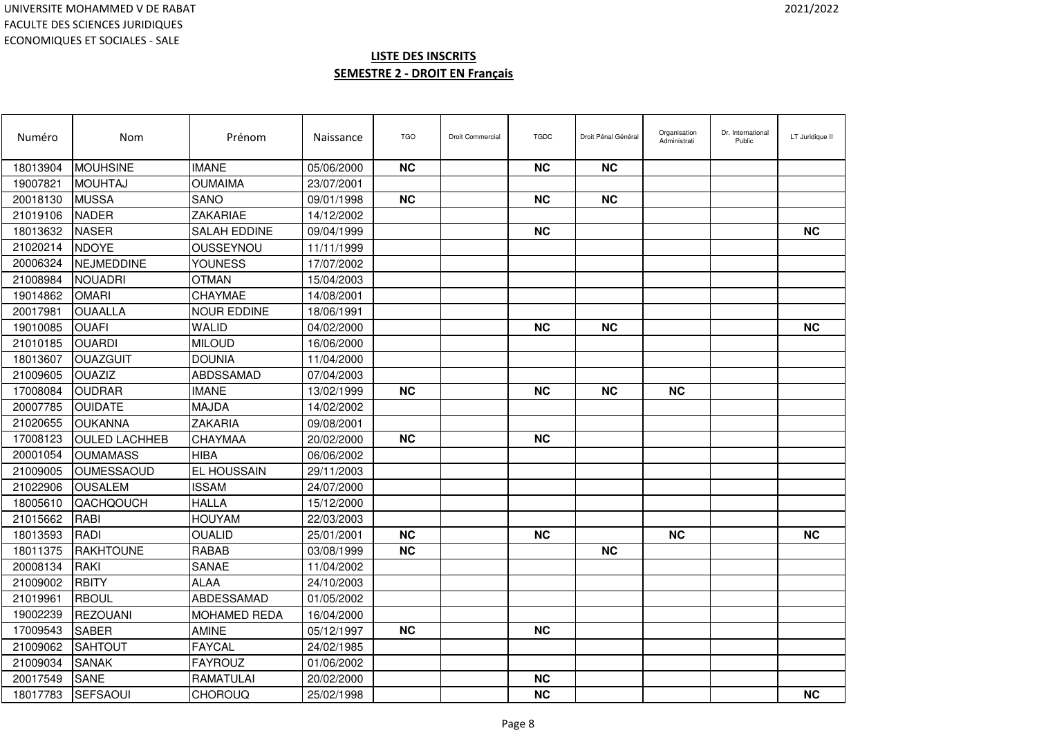UNIVERSITE MOHAMMED V DE RABAT
FACULTE DES SCIENCES JURIDIQUES
ECONOMIQUES ET SOCIALES - SALE

2021/2022

## LISTE DES INSCRITS
## SEMESTRE 2 - DROIT EN Français

| Numéro | Nom | Prénom | Naissance | TGO | Droit Commercial | TGDC | Droit Pénal Général | Organisation Administrati | Dr. International Public | LT Juridique II |
|---|---|---|---|---|---|---|---|---|---|---|
| 18013904 | MOUHSINE | IMANE | 05/06/2000 | **NC** | | **NC** | **NC** | | | |
| 19007821 | MOUHTAJ | OUMAIMA | 23/07/2001 | | | | | | | |
| 20018130 | MUSSA | SANO | 09/01/1998 | **NC** | | **NC** | **NC** | | | |
| 21019106 | NADER | ZAKARIAE | 14/12/2002 | | | | | | | |
| 18013632 | NASER | SALAH EDDINE | 09/04/1999 | | | **NC** | | | | **NC** |
| 21020214 | NDOYE | OUSSEYNOU | 11/11/1999 | | | | | | | |
| 20006324 | NEJMEDDINE | YOUNESS | 17/07/2002 | | | | | | | |
| 21008984 | NOUADRI | OTMAN | 15/04/2003 | | | | | | | |
| 19014862 | OMARI | CHAYMAE | 14/08/2001 | | | | | | | |
| 20017981 | OUAALLA | NOUR EDDINE | 18/06/1991 | | | | | | | |
| 19010085 | OUAFI | WALID | 04/02/2000 | | | **NC** | **NC** | | | **NC** |
| 21010185 | OUARDI | MILOUD | 16/06/2000 | | | | | | | |
| 18013607 | OUAZGUIT | DOUNIA | 11/04/2000 | | | | | | | |
| 21009605 | OUAZIZ | ABDSSAMAD | 07/04/2003 | | | | | | | |
| 17008084 | OUDRAR | IMANE | 13/02/1999 | **NC** | | **NC** | **NC** | **NC** | | |
| 20007785 | OUIDATE | MAJDA | 14/02/2002 | | | | | | | |
| 21020655 | OUKANNA | ZAKARIA | 09/08/2001 | | | | | | | |
| 17008123 | OULED LACHHEB | CHAYMAA | 20/02/2000 | **NC** | | **NC** | | | | |
| 20001054 | OUMAMASS | HIBA | 06/06/2002 | | | | | | | |
| 21009005 | OUMESSAOUD | EL HOUSSAIN | 29/11/2003 | | | | | | | |
| 21022906 | OUSALEM | ISSAM | 24/07/2000 | | | | | | | |
| 18005610 | QACHQOUCH | HALLA | 15/12/2000 | | | | | | | |
| 21015662 | RABI | HOUYAM | 22/03/2003 | | | | | | | |
| 18013593 | RADI | OUALID | 25/01/2001 | **NC** | | **NC** | | **NC** | | **NC** |
| 18011375 | RAKHTOUNE | RABAB | 03/08/1999 | **NC** | | | **NC** | | | |
| 20008134 | RAKI | SANAE | 11/04/2002 | | | | | | | |
| 21009002 | RBITY | ALAA | 24/10/2003 | | | | | | | |
| 21019961 | RBOUL | ABDESSAMAD | 01/05/2002 | | | | | | | |
| 19002239 | REZOUANI | MOHAMED REDA | 16/04/2000 | | | | | | | |
| 17009543 | SABER | AMINE | 05/12/1997 | **NC** | | **NC** | | | | |
| 21009062 | SAHTOUT | FAYCAL | 24/02/1985 | | | | | | | |
| 21009034 | SANAK | FAYROUZ | 01/06/2002 | | | | | | | |
| 20017549 | SANE | RAMATULAI | 20/02/2000 | | | **NC** | | | | |
| 18017783 | SEFSAOUI | CHOROUQ | 25/02/1998 | | | **NC** | | | | **NC** |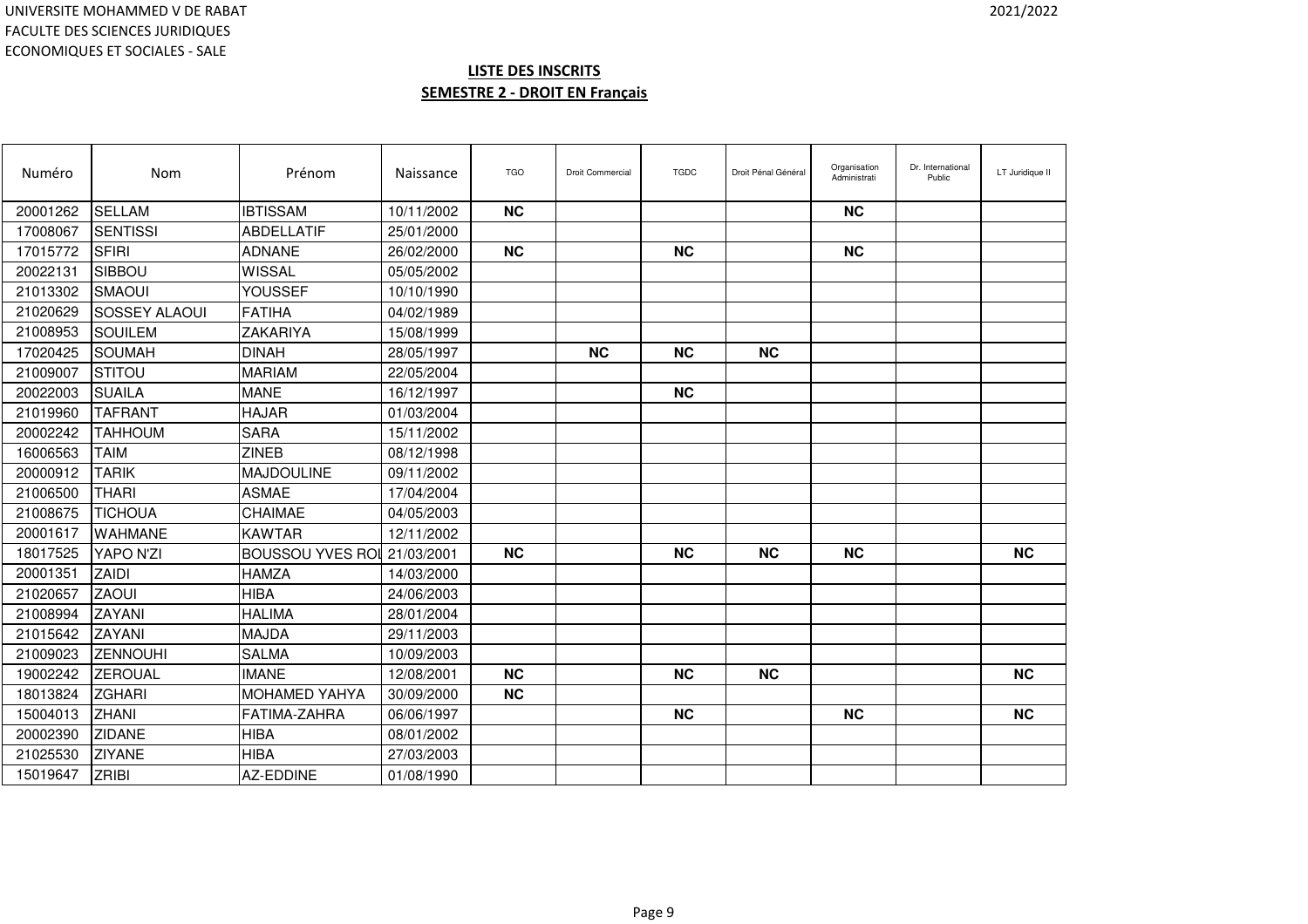UNIVERSITE MOHAMMED V DE RABAT
FACULTE DES SCIENCES JURIDIQUES
ECONOMIQUES ET SOCIALES - SALE

2021/2022

**LISTE DES INSCRITS**

**SEMESTRE 2 - DROIT EN Français**

| Numéro | Nom | Prénom | Naissance | TGO | Droit Commercial | TGDC | Droit Pénal Général | Organisation Administrati | Dr. International Public | LT Juridique II |
|---|---|---|---|---|---|---|---|---|---|---|
| 20001262 | SELLAM | IBTISSAM | 10/11/2002 | **NC** | | | | **NC** | | |
| 17008067 | SENTISSI | ABDELLATIF | 25/01/2000 | | | | | | | |
| 17015772 | SFIRI | ADNANE | 26/02/2000 | **NC** | | **NC** | | **NC** | | |
| 20022131 | SIBBOU | WISSAL | 05/05/2002 | | | | | | | |
| 21013302 | SMAOUI | YOUSSEF | 10/10/1990 | | | | | | | |
| 21020629 | SOSSEY ALAOUI | FATIHA | 04/02/1989 | | | | | | | |
| 21008953 | SOUILEM | ZAKARIYA | 15/08/1999 | | | | | | | |
| 17020425 | SOUMAH | DINAH | 28/05/1997 | | **NC** | **NC** | **NC** | | | |
| 21009007 | STITOU | MARIAM | 22/05/2004 | | | | | | | |
| 20022003 | SUAILA | MANE | 16/12/1997 | | | **NC** | | | | |
| 21019960 | TAFRANT | HAJAR | 01/03/2004 | | | | | | | |
| 20002242 | TAHHOUM | SARA | 15/11/2002 | | | | | | | |
| 16006563 | TAIM | ZINEB | 08/12/1998 | | | | | | | |
| 20000912 | TARIK | MAJDOULINE | 09/11/2002 | | | | | | | |
| 21006500 | THARI | ASMAE | 17/04/2004 | | | | | | | |
| 21008675 | TICHOUA | CHAIMAE | 04/05/2003 | | | | | | | |
| 20001617 | WAHMANE | KAWTAR | 12/11/2002 | | | | | | | |
| 18017525 | YAPO N'ZI | BOUSSOU YVES ROL | 21/03/2001 | **NC** | | **NC** | **NC** | **NC** | | **NC** |
| 20001351 | ZAIDI | HAMZA | 14/03/2000 | | | | | | | |
| 21020657 | ZAOUI | HIBA | 24/06/2003 | | | | | | | |
| 21008994 | ZAYANI | HALIMA | 28/01/2004 | | | | | | | |
| 21015642 | ZAYANI | MAJDA | 29/11/2003 | | | | | | | |
| 21009023 | ZENNOUHI | SALMA | 10/09/2003 | | | | | | | |
| 19002242 | ZEROUAL | IMANE | 12/08/2001 | **NC** | | **NC** | **NC** | | | **NC** |
| 18013824 | ZGHARI | MOHAMED YAHYA | 30/09/2000 | **NC** | | | | | | |
| 15004013 | ZHANI | FATIMA-ZAHRA | 06/06/1997 | | | **NC** | | **NC** | | **NC** |
| 20002390 | ZIDANE | HIBA | 08/01/2002 | | | | | | | |
| 21025530 | ZIYANE | HIBA | 27/03/2003 | | | | | | | |
| 15019647 | ZRIBI | AZ-EDDINE | 01/08/1990 | | | | | | | |